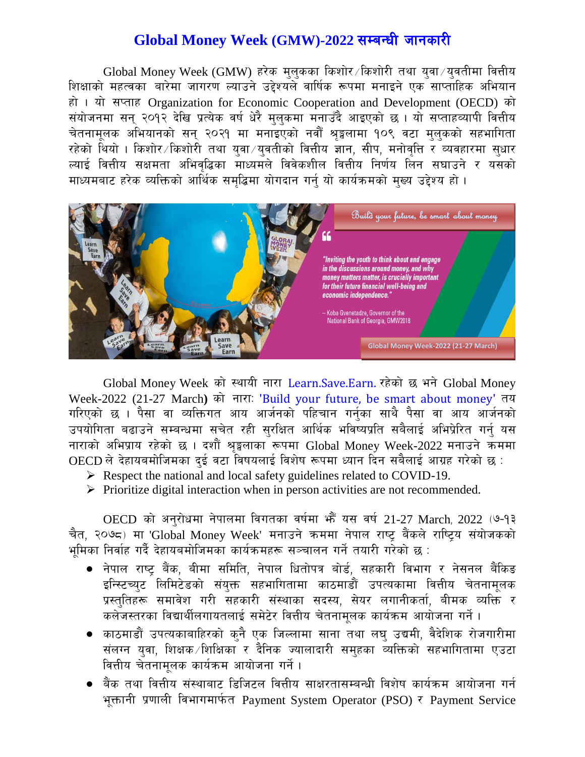# Global Money Week (GMW)-2022 सम्बन्धी जानकारी

Global Money Week (GMW) हरेक मुलुकका किशोर/किशोरी तथा युवा/युवतीमा वित्तीय शिक्षाको महत्वका बारेमा जागरण ल्याउने उद्देश्यले वार्षिक रूपमा मनाइने एक साप्ताहिक अभियान हो । यो सप्ताह Organization for Economic Cooperation and Development (OECD) को संयोजनमा सन् २०१२ देखि प्रत्येक वर्ष धेरै मुलुकमा मनाउँदै आइएको छ । यो सप्ताहव्यापी वित्तीय चेतनामूलक अभियानको सन् २०२१ मा मनाइएको नवौं श्रृङ्खलामा १०९ वटा मुलुकको सहभागिता रहेको थियो । किशोर/किशोरी तथा युवा/युवतीको वित्तीय ज्ञान, सीप, मनोवृत्ति र व्यवहारमा सुधार ल्याई वित्तीय सक्षमता अभिवृद्धिका माध्यमले विवेकशील वित्तीय निर्णय लिन सघाउने र यसको माध्यमबाट हरेक व्यक्तिको आर्थिक समृद्धिमा योगदान गर्नु यो कार्यक्रमको मुख्य उद्देश्य हो ।

Global Money Week को स्थायी नारा Learn.Save.Earn. रहेको छ भने Global Money Week-2022 (21-27 March) को नाराः 'Build your future, be smart about money' तय गरिएको छ । पैसा वा व्यक्तिगत आय आर्जनको पहिचान गर्नुका साथै पैसा वा आय आर्जनको उपयोगिता बढाउने सम्बन्धमा सचेत रही सुरक्षित आर्थिक भविष्यप्रति सबैलाई अभिप्रेरित गर्नु यस नाराको अभिप्राय रहेको छ । दशौं श्रृङ्खलाका रूपमा Global Money Week-2022 मनाउने क्रममा OECD ले देहायबमोजिमका दुई वटा विषयलाई विशेष रूपमा ध्यान दिन सबैलाई आग्रह गरेको छ :

- Respect the national and local safety guidelines related to COVID-19.
- Prioritize digital interaction when in person activities are not recommended.

OECD को अनुरोधमा नेपालमा विगतका वर्षमा झैं यस वर्ष 21-27 March, 2022 (७-१३ चैत, २०७८) मा 'Global Money Week' मनाउने क्रममा नेपाल राष्ट्र बैंकले राष्ट्रिय संयोजकको भूमिका निर्वाह गर्दै देहायबमोजिमका कार्यक्रमहरू सञ्चालन गर्ने तयारी गरेको छ :

- नेपाल राष्ट्र बैंक, बीमा समिति, नेपाल धितोपत्र बोर्ड, सहकारी विभाग र नेसनल बैंकिङ इन्स्टिच्युट लिमिटेडको संयुक्त सहभागितामा काठमाडौं उपत्यकामा वित्तीय चेतनामूलक प्रस्तुतिहरू समावेश गरी सहकारी संस्थाका सदस्य, सेयर लगानीकर्ता, बीमक व्यक्ति र कलेजस्तरका विद्यार्थीलगायतलाई समेटेर वित्तीय चेतनामूलक कार्यक्रम आयोजना गर्ने ।
- काठमाडौं उपत्यकाबाहिरको कुनै एक जिल्लामा साना तथा लघु उद्यमी, वैदेशिक रोजगारीमा संलग्न युवा, शिक्षक/शिक्षिका र दैनिक ज्यालादारी समुहका व्यक्तिको सहभागितामा एउटा वित्तीय चेतनामूलक कार्यक्रम आयोजना गर्ने ।
- बैंक तथा वित्तीय संस्थाबाट डिजिटल वित्तीय साक्षरतासम्बन्धी विशेष कार्यक्रम आयोजना गर्न भुक्तानी प्रणाली विभागमार्फत Payment System Operator (PSO) र Payment Service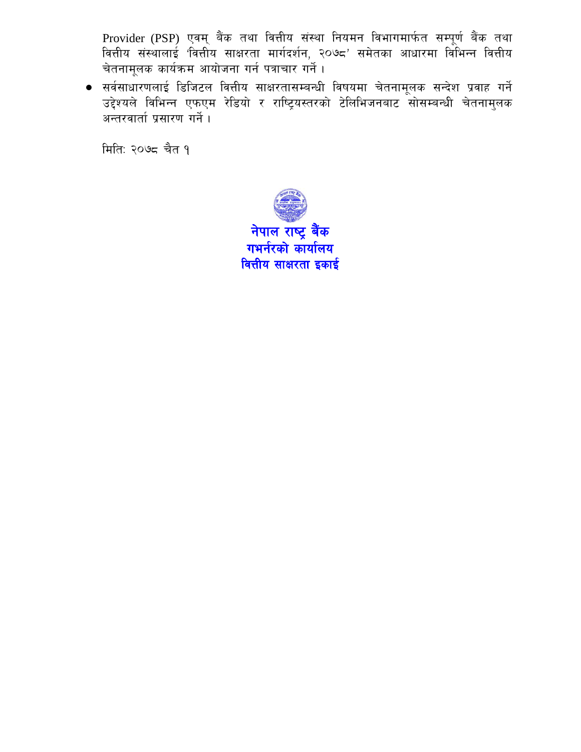Provider (PSP) एवम् बैंक तथा वित्तीय संस्था नियमन विभागमार्फत सम्पूर्ण बैंक तथा वित्तीय संस्थालाई 'वित्तीय साक्षरता मार्गदर्शन, २०७८' समेतका आधारमा विभिन्न वित्तीय चेतनामूलक कार्यक्रम आयोजना गर्न पत्राचार गर्ने ।

- सर्वसाधारणलाई डिजिटल वित्तीय साक्षरतासम्बन्धी विषयमा चेतनामूलक सन्देश प्रवाह गर्ने उद्देश्यले विभिन्न एफएम रेडियो र राष्ट्रियस्तरको टेलिभिजनबाट सोसम्बन्धी चेतनामुलक अन्तरवार्ता प्रसारण गर्ने ।

मितिः २०७८ चैत १

**नेपाल राष्ट्र बैंक**
**गभर्नरको कार्यालय**
**वित्तीय साक्षरता इकाई**